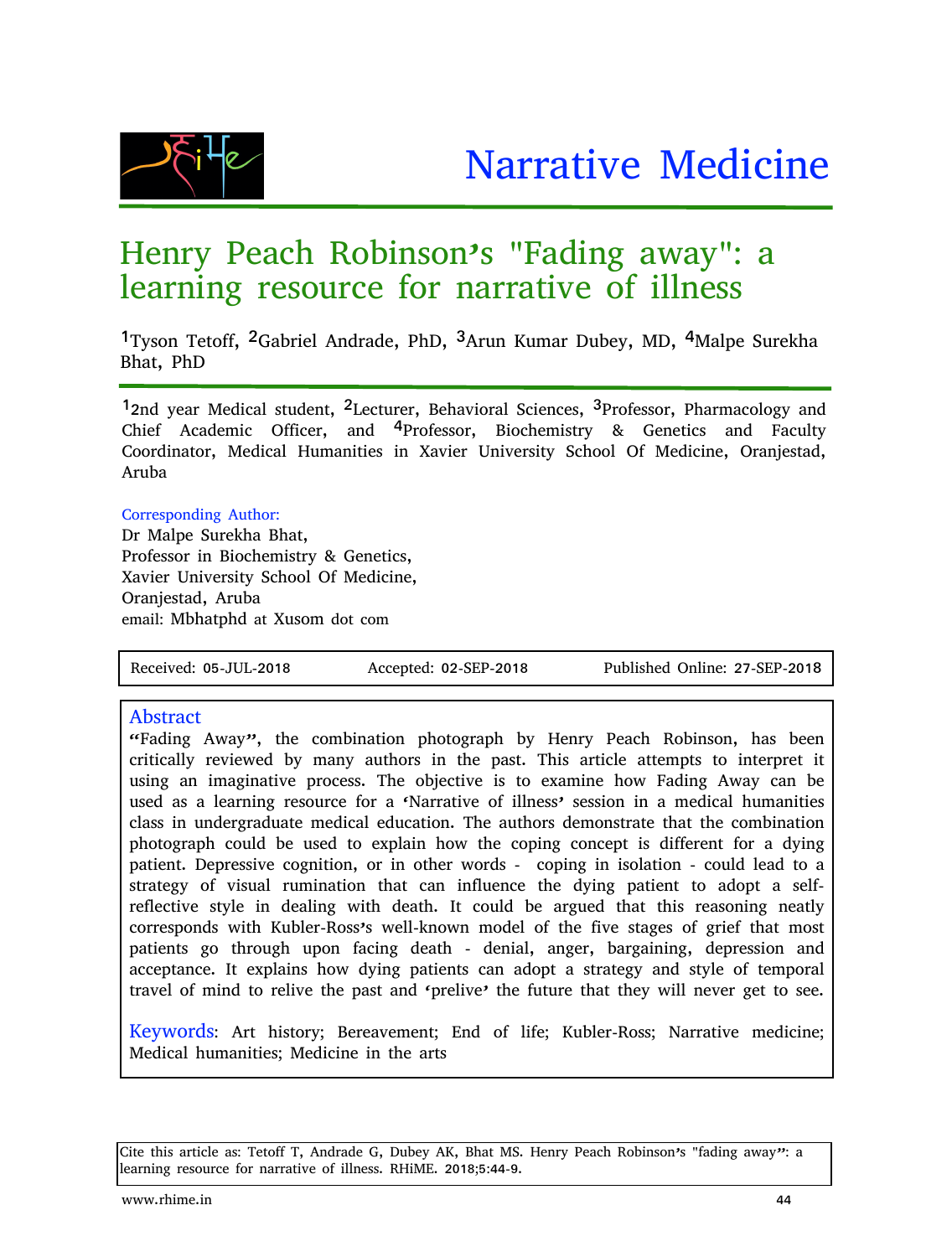Narrative Medicine

# Henry Peach Robinson's "Fading away": a learning resource for narrative of illness

[1]Tyson Tetoff, [2]Gabriel Andrade, PhD, [3]Arun Kumar Dubey, MD, [4]Malpe Surekha Bhat, PhD

[1]2nd year Medical student, [2]Lecturer, Behavioral Sciences, [3]Professor, Pharmacology and Chief Academic Officer, and [4]Professor, Biochemistry & Genetics and Faculty Coordinator, Medical Humanities in Xavier University School Of Medicine, Oranjestad, Aruba

Corresponding Author:
Dr Malpe Surekha Bhat,
Professor in Biochemistry & Genetics,
Xavier University School Of Medicine,
Oranjestad, Aruba
email: Mbhatphd at Xusom dot com

Received: 05-JUL-2018 Accepted: 02-SEP-2018 Published Online: 27-SEP-2018

## Abstract

"Fading Away", the combination photograph by Henry Peach Robinson, has been critically reviewed by many authors in the past. This article attempts to interpret it using an imaginative process. The objective is to examine how Fading Away can be used as a learning resource for a 'Narrative of illness' session in a medical humanities class in undergraduate medical education. The authors demonstrate that the combination photograph could be used to explain how the coping concept is different for a dying patient. Depressive cognition, or in other words - coping in isolation - could lead to a strategy of visual rumination that can influence the dying patient to adopt a self-reflective style in dealing with death. It could be argued that this reasoning neatly corresponds with Kubler-Ross's well-known model of the five stages of grief that most patients go through upon facing death - denial, anger, bargaining, depression and acceptance. It explains how dying patients can adopt a strategy and style of temporal travel of mind to relive the past and 'prelive' the future that they will never get to see.

**Keywords**: Art history; Bereavement; End of life; Kubler-Ross; Narrative medicine; Medical humanities; Medicine in the arts

Cite this article as: Tetoff T, Andrade G, Dubey AK, Bhat MS. Henry Peach Robinson's "fading away": a learning resource for narrative of illness. RHiME. 2018;5:44-9.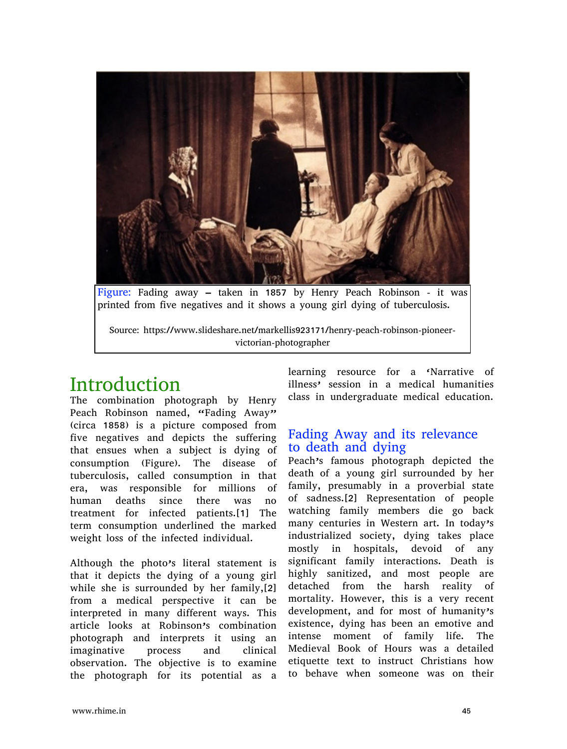Figure: Fading away – taken in 1857 by Henry Peach Robinson - it was printed from five negatives and it shows a young girl dying of tuberculosis.

Source: https://www.slideshare.net/markellis923171/henry-peach-robinson-pioneer-victorian-photographer

# Introduction

The combination photograph by Henry Peach Robinson named, "Fading Away" (circa 1858) is a picture composed from five negatives and depicts the suffering that ensues when a subject is dying of consumption (Figure). The disease of tuberculosis, called consumption in that era, was responsible for millions of human deaths since there was no treatment for infected patients.[1] The term consumption underlined the marked weight loss of the infected individual.

Although the photo's literal statement is that it depicts the dying of a young girl while she is surrounded by her family,[2] from a medical perspective it can be interpreted in many different ways. This article looks at Robinson's combination photograph and interprets it using an imaginative process and clinical observation. The objective is to examine the photograph for its potential as a learning resource for a 'Narrative of illness' session in a medical humanities class in undergraduate medical education.

## Fading Away and its relevance to death and dying

Peach's famous photograph depicted the death of a young girl surrounded by her family, presumably in a proverbial state of sadness.[2] Representation of people watching family members die go back many centuries in Western art. In today's industrialized society, dying takes place mostly in hospitals, devoid of any significant family interactions. Death is highly sanitized, and most people are detached from the harsh reality of mortality. However, this is a very recent development, and for most of humanity's existence, dying has been an emotive and intense moment of family life. The Medieval Book of Hours was a detailed etiquette text to instruct Christians how to behave when someone was on their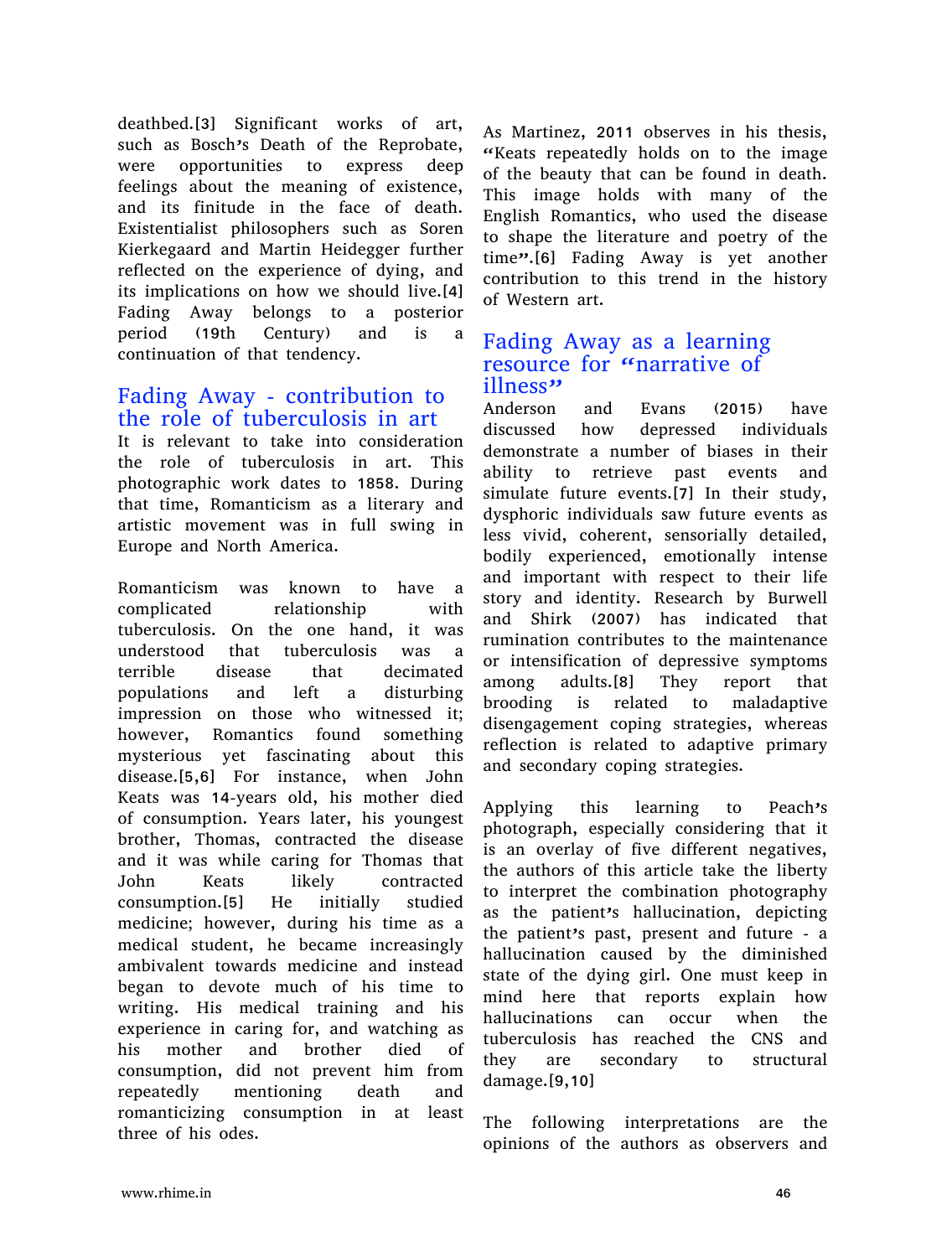deathbed.[3] Significant works of art, such as Bosch's Death of the Reprobate, were opportunities to express deep feelings about the meaning of existence, and its finitude in the face of death. Existentialist philosophers such as Soren Kierkegaard and Martin Heidegger further reflected on the experience of dying, and its implications on how we should live.[4] Fading Away belongs to a posterior period (19th Century) and is a continuation of that tendency.

## Fading Away - contribution to the role of tuberculosis in art

It is relevant to take into consideration the role of tuberculosis in art. This photographic work dates to 1858. During that time, Romanticism as a literary and artistic movement was in full swing in Europe and North America.

Romanticism was known to have a complicated relationship with tuberculosis. On the one hand, it was understood that tuberculosis was a terrible disease that decimated populations and left a disturbing impression on those who witnessed it; however, Romantics found something mysterious yet fascinating about this disease.[5,6] For instance, when John Keats was 14-years old, his mother died of consumption. Years later, his youngest brother, Thomas, contracted the disease and it was while caring for Thomas that John Keats likely contracted consumption.[5] He initially studied medicine; however, during his time as a medical student, he became increasingly ambivalent towards medicine and instead began to devote much of his time to writing. His medical training and his experience in caring for, and watching as his mother and brother died of consumption, did not prevent him from repeatedly mentioning death and romanticizing consumption in at least three of his odes.

As Martinez, 2011 observes in his thesis, "Keats repeatedly holds on to the image of the beauty that can be found in death. This image holds with many of the English Romantics, who used the disease to shape the literature and poetry of the time".[6] Fading Away is yet another contribution to this trend in the history of Western art.

## Fading Away as a learning resource for "narrative of illness"

Anderson and Evans (2015) have discussed how depressed individuals demonstrate a number of biases in their ability to retrieve past events and simulate future events.[7] In their study, dysphoric individuals saw future events as less vivid, coherent, sensorially detailed, bodily experienced, emotionally intense and important with respect to their life story and identity. Research by Burwell and Shirk (2007) has indicated that rumination contributes to the maintenance or intensification of depressive symptoms among adults.[8] They report that brooding is related to maladaptive disengagement coping strategies, whereas reflection is related to adaptive primary and secondary coping strategies.

Applying this learning to Peach's photograph, especially considering that it is an overlay of five different negatives, the authors of this article take the liberty to interpret the combination photography as the patient's hallucination, depicting the patient's past, present and future - a hallucination caused by the diminished state of the dying girl. One must keep in mind here that reports explain how hallucinations can occur when the tuberculosis has reached the CNS and they are secondary to structural damage.[9,10]

The following interpretations are the opinions of the authors as observers and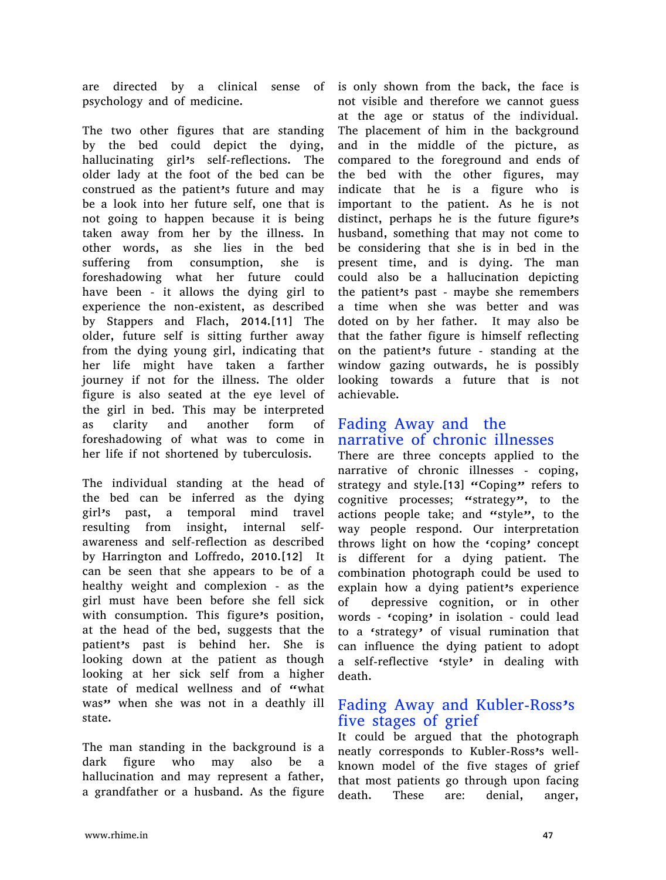are directed by a clinical sense of psychology and of medicine.

The two other figures that are standing by the bed could depict the dying, hallucinating girl's self-reflections. The older lady at the foot of the bed can be construed as the patient's future and may be a look into her future self, one that is not going to happen because it is being taken away from her by the illness. In other words, as she lies in the bed suffering from consumption, she is foreshadowing what her future could have been - it allows the dying girl to experience the non-existent, as described by Stappers and Flach, 2014.[11] The older, future self is sitting further away from the dying young girl, indicating that her life might have taken a farther journey if not for the illness. The older figure is also seated at the eye level of the girl in bed. This may be interpreted as clarity and another form of foreshadowing of what was to come in her life if not shortened by tuberculosis.

The individual standing at the head of the bed can be inferred as the dying girl's past, a temporal mind travel resulting from insight, internal self-awareness and self-reflection as described by Harrington and Loffredo, 2010.[12] It can be seen that she appears to be of a healthy weight and complexion - as the girl must have been before she fell sick with consumption. This figure's position, at the head of the bed, suggests that the patient's past is behind her. She is looking down at the patient as though looking at her sick self from a higher state of medical wellness and of "what was" when she was not in a deathly ill state.

The man standing in the background is a dark figure who may also be a hallucination and may represent a father, a grandfather or a husband. As the figure is only shown from the back, the face is not visible and therefore we cannot guess at the age or status of the individual. The placement of him in the background and in the middle of the picture, as compared to the foreground and ends of the bed with the other figures, may indicate that he is a figure who is important to the patient. As he is not distinct, perhaps he is the future figure's husband, something that may not come to be considering that she is in bed in the present time, and is dying. The man could also be a hallucination depicting the patient's past - maybe she remembers a time when she was better and was doted on by her father. It may also be that the father figure is himself reflecting on the patient's future - standing at the window gazing outwards, he is possibly looking towards a future that is not achievable.

## Fading Away and the narrative of chronic illnesses

There are three concepts applied to the narrative of chronic illnesses - coping, strategy and style.[13] "Coping" refers to cognitive processes; "strategy", to the actions people take; and "style", to the way people respond. Our interpretation throws light on how the 'coping' concept is different for a dying patient. The combination photograph could be used to explain how a dying patient's experience of depressive cognition, or in other words - 'coping' in isolation - could lead to a 'strategy' of visual rumination that can influence the dying patient to adopt a self-reflective 'style' in dealing with death.

## Fading Away and Kubler-Ross's five stages of grief

It could be argued that the photograph neatly corresponds to Kubler-Ross's well-known model of the five stages of grief that most patients go through upon facing death. These are: denial, anger,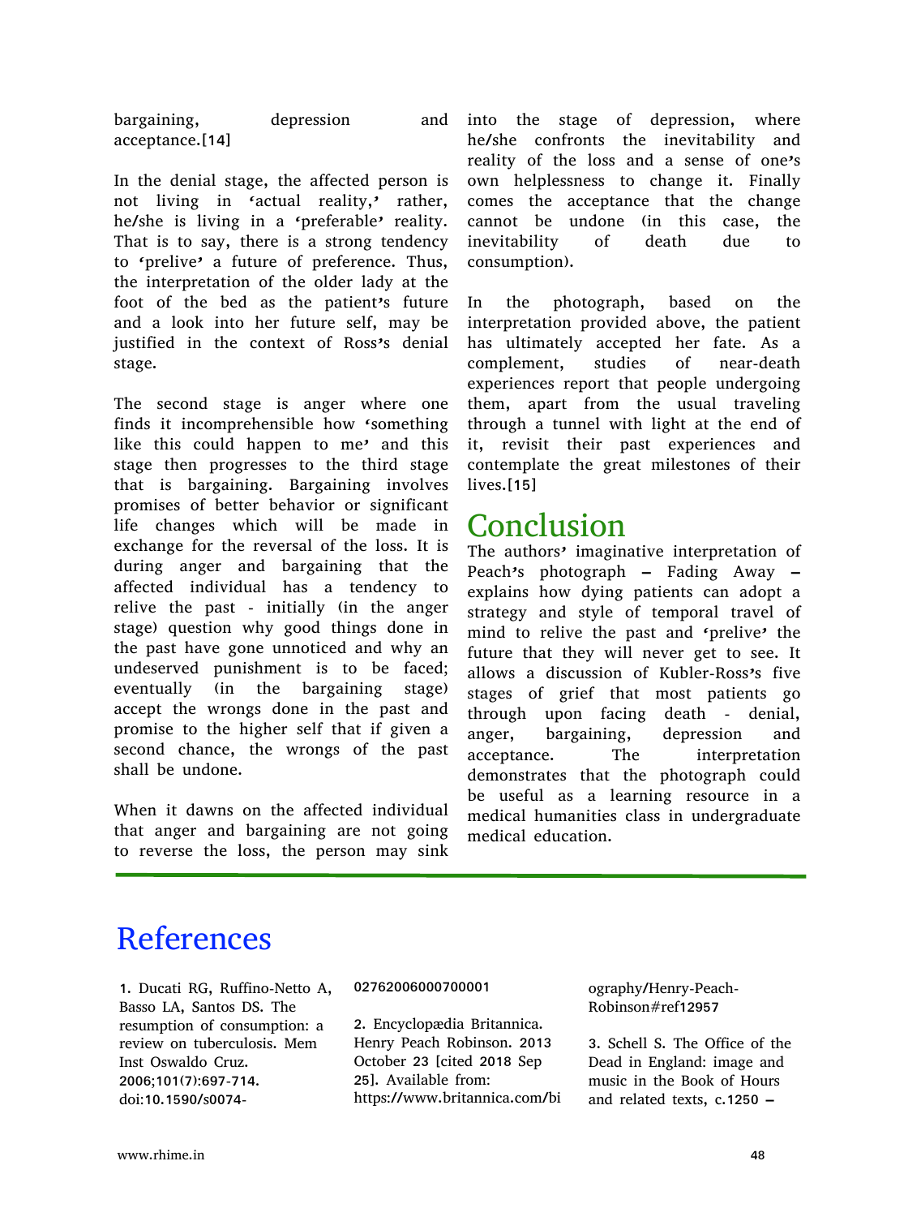bargaining, depression and acceptance.[14]

In the denial stage, the affected person is not living in 'actual reality,' rather, he/she is living in a 'preferable' reality. That is to say, there is a strong tendency to 'prelive' a future of preference. Thus, the interpretation of the older lady at the foot of the bed as the patient's future and a look into her future self, may be justified in the context of Ross's denial stage.

The second stage is anger where one finds it incomprehensible how 'something like this could happen to me' and this stage then progresses to the third stage that is bargaining. Bargaining involves promises of better behavior or significant life changes which will be made in exchange for the reversal of the loss. It is during anger and bargaining that the affected individual has a tendency to relive the past - initially (in the anger stage) question why good things done in the past have gone unnoticed and why an undeserved punishment is to be faced; eventually (in the bargaining stage) accept the wrongs done in the past and promise to the higher self that if given a second chance, the wrongs of the past shall be undone.

When it dawns on the affected individual that anger and bargaining are not going to reverse the loss, the person may sink into the stage of depression, where he/she confronts the inevitability and reality of the loss and a sense of one's own helplessness to change it. Finally comes the acceptance that the change cannot be undone (in this case, the inevitability of death due to consumption).

In the photograph, based on the interpretation provided above, the patient has ultimately accepted her fate. As a complement, studies of near-death experiences report that people undergoing them, apart from the usual traveling through a tunnel with light at the end of it, revisit their past experiences and contemplate the great milestones of their lives.[15]

# Conclusion

The authors' imaginative interpretation of Peach's photograph – Fading Away – explains how dying patients can adopt a strategy and style of temporal travel of mind to relive the past and 'prelive' the future that they will never get to see. It allows a discussion of Kubler-Ross's five stages of grief that most patients go through upon facing death - denial, anger, bargaining, depression and acceptance. The interpretation demonstrates that the photograph could be useful as a learning resource in a medical humanities class in undergraduate medical education.

# References

1. Ducati RG, Ruffino-Netto A, Basso LA, Santos DS. The resumption of consumption: a review on tuberculosis. Mem Inst Oswaldo Cruz. 2006;101(7):697-714. doi:10.1590/s0074-02762006000700001

2. Encyclopædia Britannica. Henry Peach Robinson. 2013 October 23 [cited 2018 Sep 25]. Available from: https://www.britannica.com/biography/Henry-Peach-Robinson#ref12957

3. Schell S. The Office of the Dead in England: image and music in the Book of Hours and related texts, c.1250 –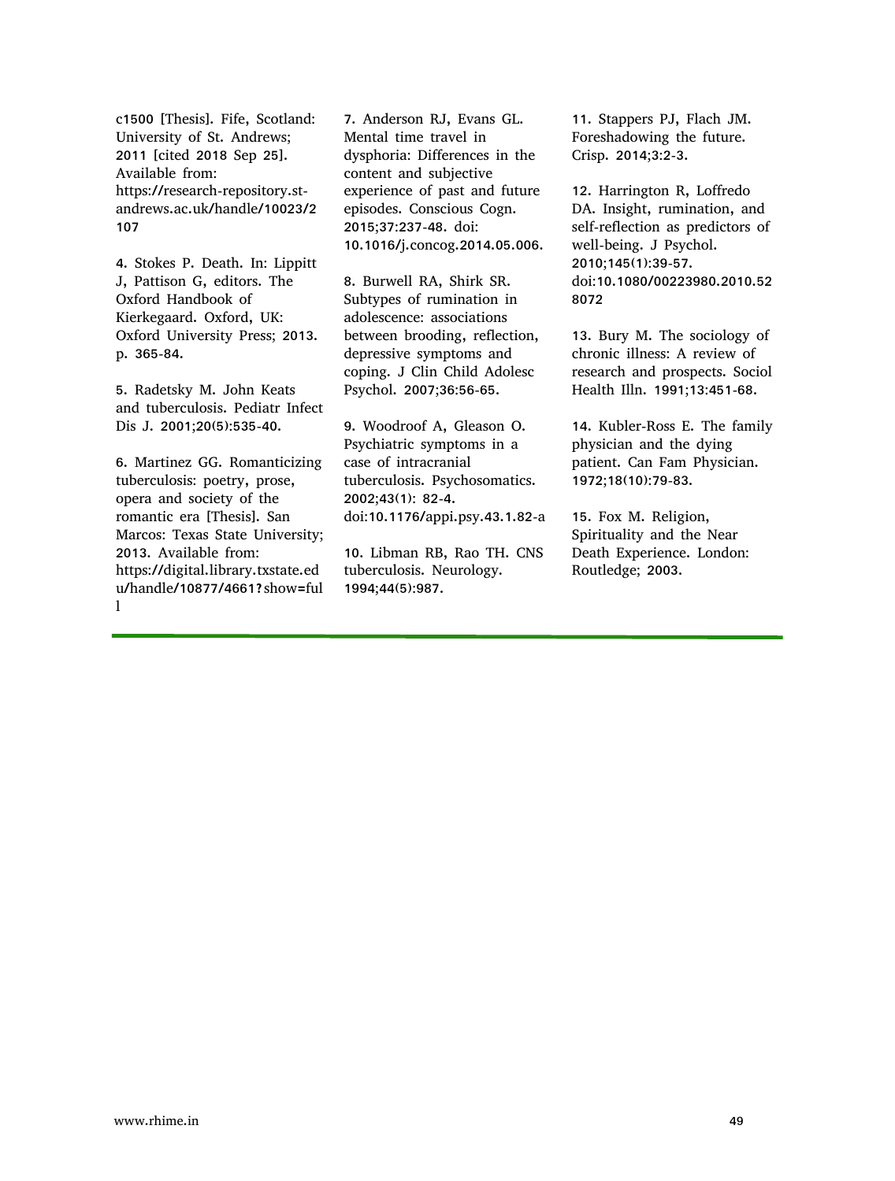c1500 [Thesis]. Fife, Scotland: University of St. Andrews; 2011 [cited 2018 Sep 25]. Available from: https://research-repository.st-andrews.ac.uk/handle/10023/2107

4. Stokes P. Death. In: Lippitt J, Pattison G, editors. The Oxford Handbook of Kierkegaard. Oxford, UK: Oxford University Press; 2013. p. 365-84.

5. Radetsky M. John Keats and tuberculosis. Pediatr Infect Dis J. 2001;20(5):535-40.

6. Martinez GG. Romanticizing tuberculosis: poetry, prose, opera and society of the romantic era [Thesis]. San Marcos: Texas State University; 2013. Available from: https://digital.library.txstate.edu/handle/10877/4661?show=full

7. Anderson RJ, Evans GL. Mental time travel in dysphoria: Differences in the content and subjective experience of past and future episodes. Conscious Cogn. 2015;37:237-48. doi: 10.1016/j.concog.2014.05.006.

8. Burwell RA, Shirk SR. Subtypes of rumination in adolescence: associations between brooding, reflection, depressive symptoms and coping. J Clin Child Adolesc Psychol. 2007;36:56-65.

9. Woodroof A, Gleason O. Psychiatric symptoms in a case of intracranial tuberculosis. Psychosomatics. 2002;43(1): 82-4. doi:10.1176/appi.psy.43.1.82-a

10. Libman RB, Rao TH. CNS tuberculosis. Neurology. 1994;44(5):987.

11. Stappers PJ, Flach JM. Foreshadowing the future. Crisp. 2014;3:2-3.

12. Harrington R, Loffredo DA. Insight, rumination, and self-reflection as predictors of well-being. J Psychol. 2010;145(1):39-57. doi:10.1080/00223980.2010.528072

13. Bury M. The sociology of chronic illness: A review of research and prospects. Sociol Health Illn. 1991;13:451-68.

14. Kubler-Ross E. The family physician and the dying patient. Can Fam Physician. 1972;18(10):79-83.

15. Fox M. Religion, Spirituality and the Near Death Experience. London: Routledge; 2003.